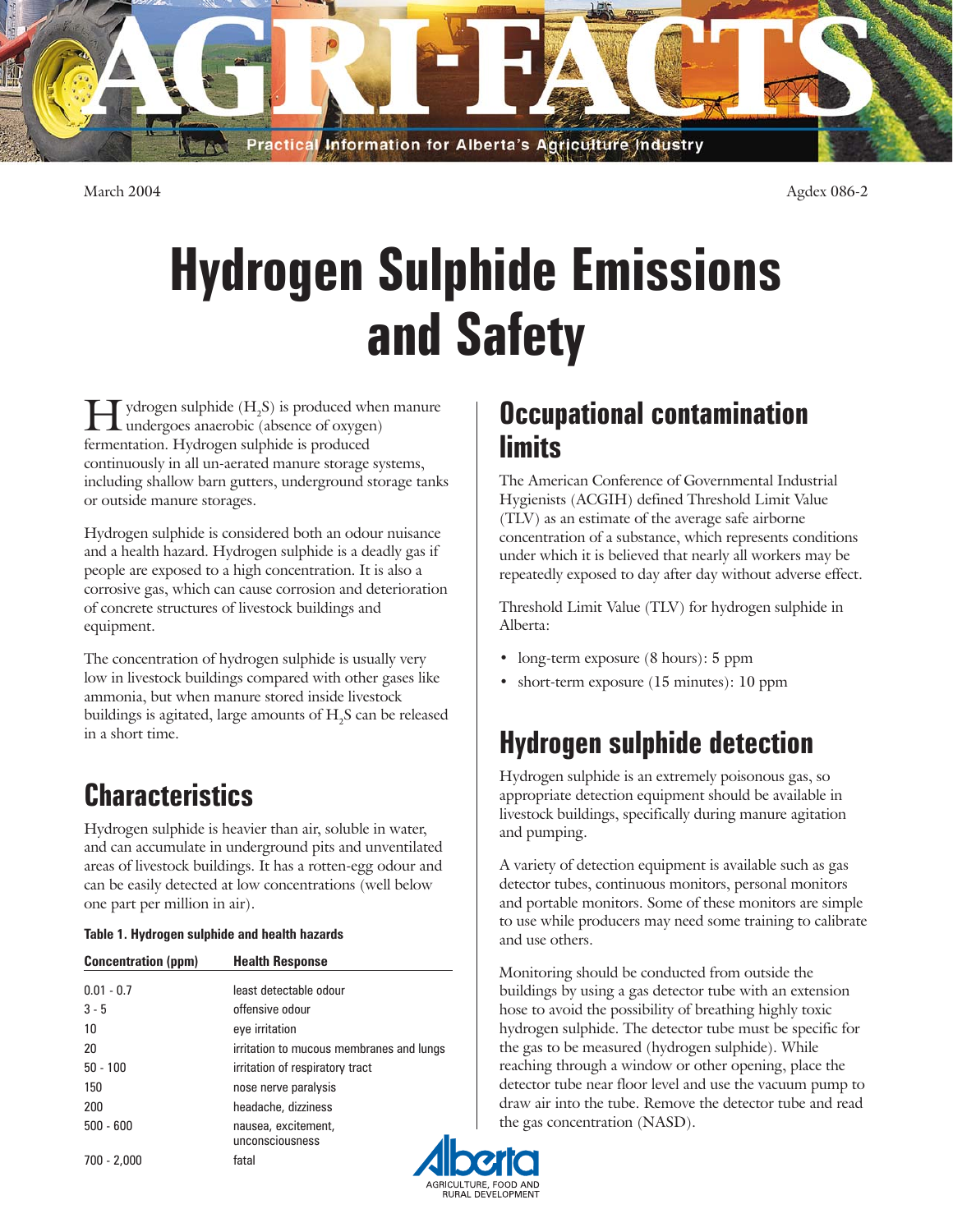AGRI-FACTS

Practical Information for Alberta's Agriculture Industry

March 2004

Agdex 086-2

# Hydrogen Sulphide Emissions and Safety

Hydrogen sulphide ($H_2S$) is produced when manure undergoes anaerobic (absence of oxygen) fermentation. Hydrogen sulphide is produced continuously in all un-aerated manure storage systems, including shallow barn gutters, underground storage tanks or outside manure storages.

Hydrogen sulphide is considered both an odour nuisance and a health hazard. Hydrogen sulphide is a deadly gas if people are exposed to a high concentration. It is also a corrosive gas, which can cause corrosion and deterioration of concrete structures of livestock buildings and equipment.

The concentration of hydrogen sulphide is usually very low in livestock buildings compared with other gases like ammonia, but when manure stored inside livestock buildings is agitated, large amounts of $H_2S$ can be released in a short time.

## Characteristics

Hydrogen sulphide is heavier than air, soluble in water, and can accumulate in underground pits and unventilated areas of livestock buildings. It has a rotten-egg odour and can be easily detected at low concentrations (well below one part per million in air).

**Table 1. Hydrogen sulphide and health hazards**

| Concentration (ppm) | Health Response |
|---|---|
| 0.01 - 0.7 | least detectable odour |
| 3 - 5 | offensive odour |
| 10 | eye irritation |
| 20 | irritation to mucous membranes and lungs |
| 50 - 100 | irritation of respiratory tract |
| 150 | nose nerve paralysis |
| 200 | headache, dizziness |
| 500 - 600 | nausea, excitement, unconsciousness |
| 700 - 2,000 | fatal |

## Occupational contamination limits

The American Conference of Governmental Industrial Hygienists (ACGIH) defined Threshold Limit Value (TLV) as an estimate of the average safe airborne concentration of a substance, which represents conditions under which it is believed that nearly all workers may be repeatedly exposed to day after day without adverse effect.

Threshold Limit Value (TLV) for hydrogen sulphide in Alberta:

- long-term exposure (8 hours): 5 ppm
- short-term exposure (15 minutes): 10 ppm

## Hydrogen sulphide detection

Hydrogen sulphide is an extremely poisonous gas, so appropriate detection equipment should be available in livestock buildings, specifically during manure agitation and pumping.

A variety of detection equipment is available such as gas detector tubes, continuous monitors, personal monitors and portable monitors. Some of these monitors are simple to use while producers may need some training to calibrate and use others.

Monitoring should be conducted from outside the buildings by using a gas detector tube with an extension hose to avoid the possibility of breathing highly toxic hydrogen sulphide. The detector tube must be specific for the gas to be measured (hydrogen sulphide). While reaching through a window or other opening, place the detector tube near floor level and use the vacuum pump to draw air into the tube. Remove the detector tube and read the gas concentration (NASD).

Alberta
AGRICULTURE, FOOD AND RURAL DEVELOPMENT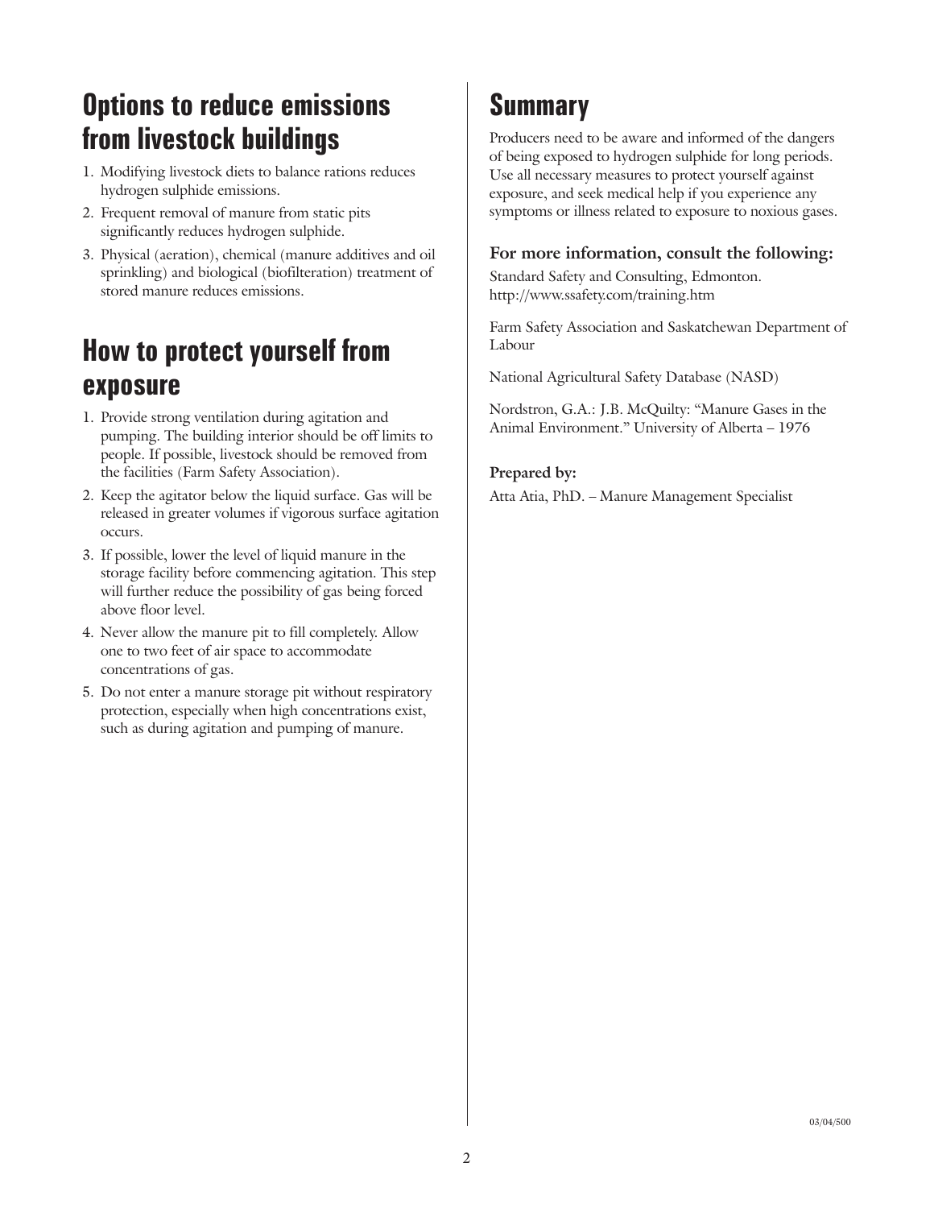## Options to reduce emissions from livestock buildings

1. Modifying livestock diets to balance rations reduces hydrogen sulphide emissions.
2. Frequent removal of manure from static pits significantly reduces hydrogen sulphide.
3. Physical (aeration), chemical (manure additives and oil sprinkling) and biological (biofilteration) treatment of stored manure reduces emissions.

## How to protect yourself from exposure

1. Provide strong ventilation during agitation and pumping. The building interior should be off limits to people. If possible, livestock should be removed from the facilities (Farm Safety Association).
2. Keep the agitator below the liquid surface. Gas will be released in greater volumes if vigorous surface agitation occurs.
3. If possible, lower the level of liquid manure in the storage facility before commencing agitation. This step will further reduce the possibility of gas being forced above floor level.
4. Never allow the manure pit to fill completely. Allow one to two feet of air space to accommodate concentrations of gas.
5. Do not enter a manure storage pit without respiratory protection, especially when high concentrations exist, such as during agitation and pumping of manure.

## Summary

Producers need to be aware and informed of the dangers of being exposed to hydrogen sulphide for long periods. Use all necessary measures to protect yourself against exposure, and seek medical help if you experience any symptoms or illness related to exposure to noxious gases.

**For more information, consult the following:**

Standard Safety and Consulting, Edmonton. http://www.ssafety.com/training.htm

Farm Safety Association and Saskatchewan Department of Labour

National Agricultural Safety Database (NASD)

Nordstron, G.A.: J.B. McQuilty: "Manure Gases in the Animal Environment." University of Alberta – 1976

**Prepared by:**

Atta Atia, PhD. – Manure Management Specialist

03/04/500